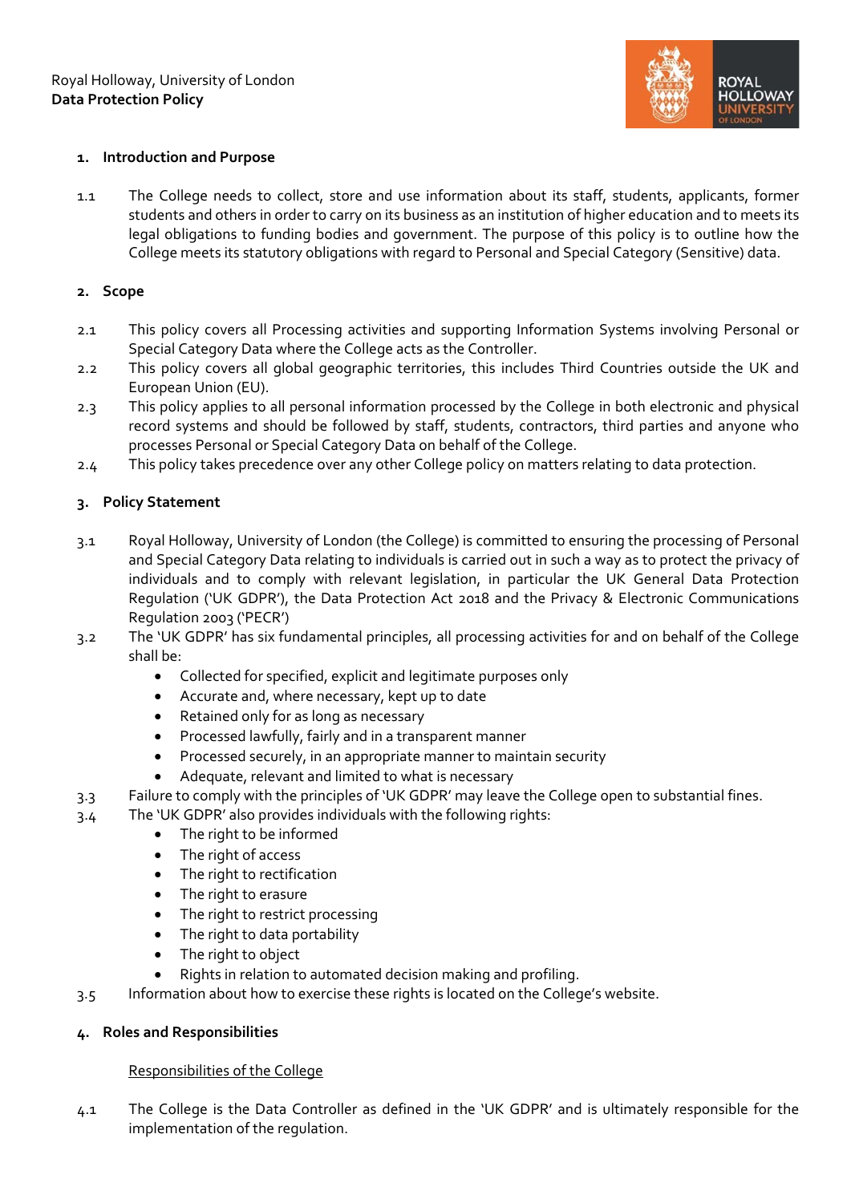Royal Holloway, University of London
**Data Protection Policy**

## 1. Introduction and Purpose

1.1 The College needs to collect, store and use information about its staff, students, applicants, former students and others in order to carry on its business as an institution of higher education and to meets its legal obligations to funding bodies and government. The purpose of this policy is to outline how the College meets its statutory obligations with regard to Personal and Special Category (Sensitive) data.

## 2. Scope

2.1 This policy covers all Processing activities and supporting Information Systems involving Personal or Special Category Data where the College acts as the Controller.

2.2 This policy covers all global geographic territories, this includes Third Countries outside the UK and European Union (EU).

2.3 This policy applies to all personal information processed by the College in both electronic and physical record systems and should be followed by staff, students, contractors, third parties and anyone who processes Personal or Special Category Data on behalf of the College.

2.4 This policy takes precedence over any other College policy on matters relating to data protection.

## 3. Policy Statement

3.1 Royal Holloway, University of London (the College) is committed to ensuring the processing of Personal and Special Category Data relating to individuals is carried out in such a way as to protect the privacy of individuals and to comply with relevant legislation, in particular the UK General Data Protection Regulation ('UK GDPR'), the Data Protection Act 2018 and the Privacy & Electronic Communications Regulation 2003 ('PECR')

3.2 The 'UK GDPR' has six fundamental principles, all processing activities for and on behalf of the College shall be:

- Collected for specified, explicit and legitimate purposes only
- Accurate and, where necessary, kept up to date
- Retained only for as long as necessary
- Processed lawfully, fairly and in a transparent manner
- Processed securely, in an appropriate manner to maintain security
- Adequate, relevant and limited to what is necessary

3.3 Failure to comply with the principles of 'UK GDPR' may leave the College open to substantial fines.

3.4 The 'UK GDPR' also provides individuals with the following rights:

- The right to be informed
- The right of access
- The right to rectification
- The right to erasure
- The right to restrict processing
- The right to data portability
- The right to object
- Rights in relation to automated decision making and profiling.

3.5 Information about how to exercise these rights is located on the College's website.

## 4. Roles and Responsibilities

Responsibilities of the College

4.1 The College is the Data Controller as defined in the 'UK GDPR' and is ultimately responsible for the implementation of the regulation.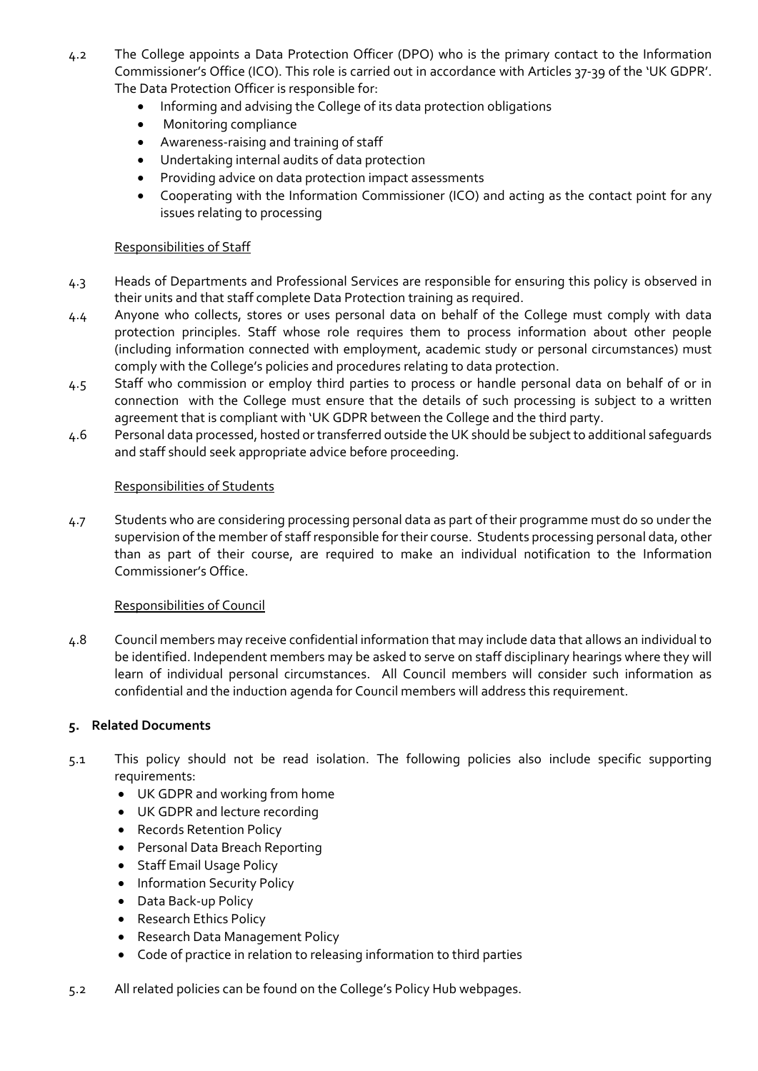4.2 The College appoints a Data Protection Officer (DPO) who is the primary contact to the Information Commissioner's Office (ICO). This role is carried out in accordance with Articles 37-39 of the 'UK GDPR'. The Data Protection Officer is responsible for:

- Informing and advising the College of its data protection obligations
- Monitoring compliance
- Awareness-raising and training of staff
- Undertaking internal audits of data protection
- Providing advice on data protection impact assessments
- Cooperating with the Information Commissioner (ICO) and acting as the contact point for any issues relating to processing

Responsibilities of Staff

4.3 Heads of Departments and Professional Services are responsible for ensuring this policy is observed in their units and that staff complete Data Protection training as required.

4.4 Anyone who collects, stores or uses personal data on behalf of the College must comply with data protection principles. Staff whose role requires them to process information about other people (including information connected with employment, academic study or personal circumstances) must comply with the College's policies and procedures relating to data protection.

4.5 Staff who commission or employ third parties to process or handle personal data on behalf of or in connection with the College must ensure that the details of such processing is subject to a written agreement that is compliant with 'UK GDPR between the College and the third party.

4.6 Personal data processed, hosted or transferred outside the UK should be subject to additional safeguards and staff should seek appropriate advice before proceeding.

Responsibilities of Students

4.7 Students who are considering processing personal data as part of their programme must do so under the supervision of the member of staff responsible for their course. Students processing personal data, other than as part of their course, are required to make an individual notification to the Information Commissioner's Office.

Responsibilities of Council

4.8 Council members may receive confidential information that may include data that allows an individual to be identified. Independent members may be asked to serve on staff disciplinary hearings where they will learn of individual personal circumstances. All Council members will consider such information as confidential and the induction agenda for Council members will address this requirement.

## 5. Related Documents

5.1 This policy should not be read isolation. The following policies also include specific supporting requirements:

- UK GDPR and working from home
- UK GDPR and lecture recording
- Records Retention Policy
- Personal Data Breach Reporting
- Staff Email Usage Policy
- Information Security Policy
- Data Back-up Policy
- Research Ethics Policy
- Research Data Management Policy
- Code of practice in relation to releasing information to third parties

5.2 All related policies can be found on the College's Policy Hub webpages.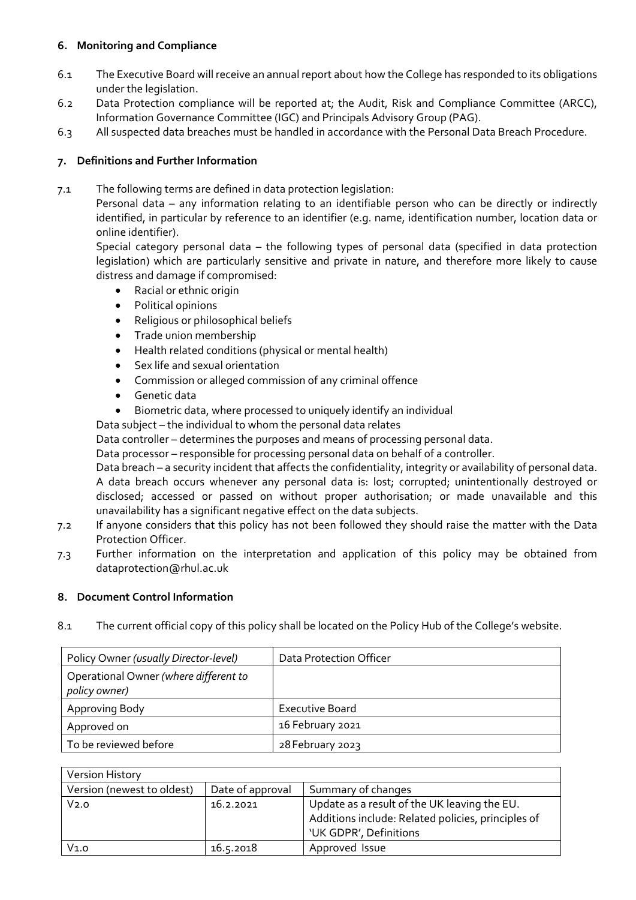## 6. Monitoring and Compliance

6.1 The Executive Board will receive an annual report about how the College has responded to its obligations under the legislation.

6.2 Data Protection compliance will be reported at; the Audit, Risk and Compliance Committee (ARCC), Information Governance Committee (IGC) and Principals Advisory Group (PAG).

6.3 All suspected data breaches must be handled in accordance with the Personal Data Breach Procedure.

## 7. Definitions and Further Information

7.1 The following terms are defined in data protection legislation:

Personal data – any information relating to an identifiable person who can be directly or indirectly identified, in particular by reference to an identifier (e.g. name, identification number, location data or online identifier).

Special category personal data – the following types of personal data (specified in data protection legislation) which are particularly sensitive and private in nature, and therefore more likely to cause distress and damage if compromised:

- Racial or ethnic origin
- Political opinions
- Religious or philosophical beliefs
- Trade union membership
- Health related conditions (physical or mental health)
- Sex life and sexual orientation
- Commission or alleged commission of any criminal offence
- Genetic data
- Biometric data, where processed to uniquely identify an individual

Data subject – the individual to whom the personal data relates

Data controller – determines the purposes and means of processing personal data.

Data processor – responsible for processing personal data on behalf of a controller.

Data breach – a security incident that affects the confidentiality, integrity or availability of personal data. A data breach occurs whenever any personal data is: lost; corrupted; unintentionally destroyed or disclosed; accessed or passed on without proper authorisation; or made unavailable and this unavailability has a significant negative effect on the data subjects.

7.2 If anyone considers that this policy has not been followed they should raise the matter with the Data Protection Officer.

7.3 Further information on the interpretation and application of this policy may be obtained from dataprotection@rhul.ac.uk

## 8. Document Control Information

8.1 The current official copy of this policy shall be located on the Policy Hub of the College's website.

| | |
|---|---|
| Policy Owner *(usually Director-level)* | Data Protection Officer |
| Operational Owner *(where different to policy owner)* | |
| Approving Body | Executive Board |
| Approved on | 16 February 2021 |
| To be reviewed before | 28 February 2023 |

| Version History | | |
|---|---|---|
| Version (newest to oldest) | Date of approval | Summary of changes |
| V2.0 | 16.2.2021 | Update as a result of the UK leaving the EU. Additions include: Related policies, principles of 'UK GDPR', Definitions |
| V1.0 | 16.5.2018 | Approved Issue |